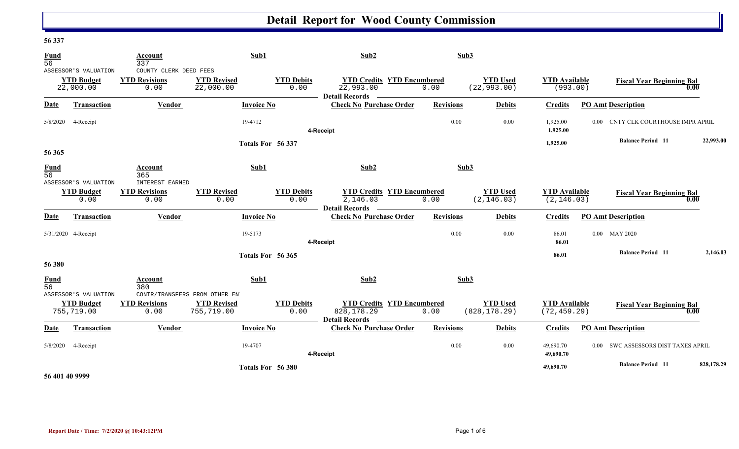# Detail Report for Wood County Commission

**56 337**

| Fund | Account | Sub1 | Sub2 | Sub3 |
|---|---|---|---|---|
| 56 | 337 | | | |
| ASSESSOR'S VALUATION | COUNTY CLERK DEED FEES | | | |

| YTD Budget | YTD Revisions | YTD Revised | YTD Debits | YTD Credits | YTD Encumbered | YTD Used | YTD Available | Fiscal Year Beginning Bal |
|---|---|---|---|---|---|---|---|---|
| 22,000.00 | 0.00 | 22,000.00 | 0.00 | 22,993.00 | 0.00 | (22,993.00) | (993.00) | 0.00 |

Detail Records

| Date | Transaction | Vendor | Invoice No | Check No | Purchase Order | Revisions | Debits | Credits | PO Amt | Description |
|---|---|---|---|---|---|---|---|---|---|---|
| 5/8/2020 | 4-Receipt | | 19-4712 | | | 0.00 | 0.00 | 1,925.00 | 0.00 | CNTY CLK COURTHOUSE IMPR APRIL |
| | | | | 4-Receipt | | | | 1,925.00 | | |
| | | | Totals For 56 337 | | | | | 1,925.00 | | Balance Period 11 22,993.00 |

**56 365**

| Fund | Account | Sub1 | Sub2 | Sub3 |
|---|---|---|---|---|
| 56 | 365 | | | |
| ASSESSOR'S VALUATION | INTEREST EARNED | | | |

| YTD Budget | YTD Revisions | YTD Revised | YTD Debits | YTD Credits | YTD Encumbered | YTD Used | YTD Available | Fiscal Year Beginning Bal |
|---|---|---|---|---|---|---|---|---|
| 0.00 | 0.00 | 0.00 | 0.00 | 2,146.03 | 0.00 | (2,146.03) | (2,146.03) | 0.00 |

Detail Records

| Date | Transaction | Vendor | Invoice No | Check No | Purchase Order | Revisions | Debits | Credits | PO Amt | Description |
|---|---|---|---|---|---|---|---|---|---|---|
| 5/31/2020 | 4-Receipt | | 19-5173 | | | 0.00 | 0.00 | 86.01 | 0.00 | MAY 2020 |
| | | | | 4-Receipt | | | | 86.01 | | |
| | | | Totals For 56 365 | | | | | 86.01 | | Balance Period 11 2,146.03 |

**56 380**

| Fund | Account | Sub1 | Sub2 | Sub3 |
|---|---|---|---|---|
| 56 | 380 | | | |
| ASSESSOR'S VALUATION | CONTR/TRANSFERS FROM OTHER EN | | | |

| YTD Budget | YTD Revisions | YTD Revised | YTD Debits | YTD Credits | YTD Encumbered | YTD Used | YTD Available | Fiscal Year Beginning Bal |
|---|---|---|---|---|---|---|---|---|
| 755,719.00 | 0.00 | 755,719.00 | 0.00 | 828,178.29 | 0.00 | (828,178.29) | (72,459.29) | 0.00 |

Detail Records

| Date | Transaction | Vendor | Invoice No | Check No | Purchase Order | Revisions | Debits | Credits | PO Amt | Description |
|---|---|---|---|---|---|---|---|---|---|---|
| 5/8/2020 | 4-Receipt | | 19-4707 | | | 0.00 | 0.00 | 49,690.70 | 0.00 | SWC ASSESSORS DIST TAXES APRIL |
| | | | | 4-Receipt | | | | 49,690.70 | | |
| | | | Totals For 56 380 | | | | | 49,690.70 | | Balance Period 11 828,178.29 |

**56 401 40 9999**

Report Date / Time: 7/2/2020 @ 10:43:12PM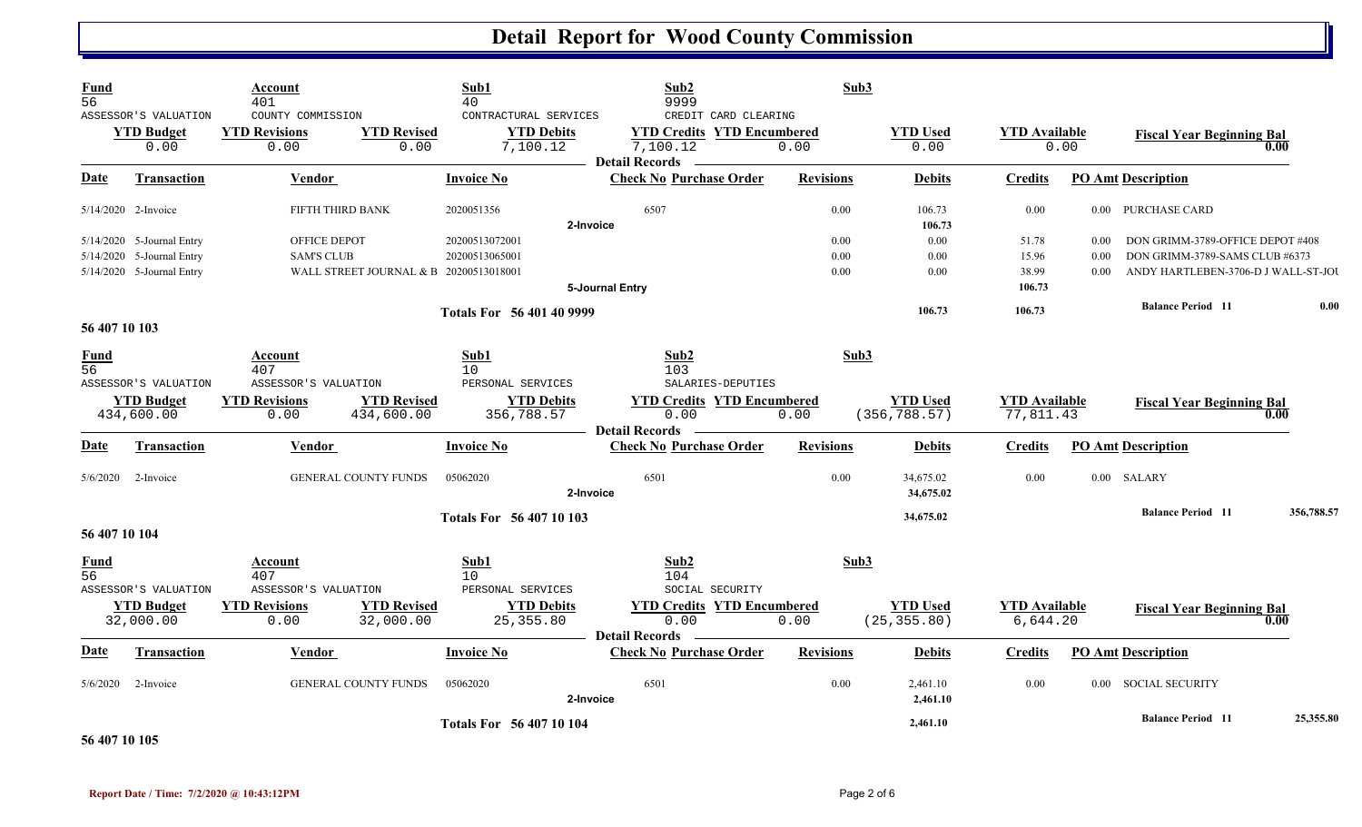# Detail Report for Wood County Commission

| Fund | Account | | Sub1 | Sub2 | | Sub3 | | |
|---|---|---|---|---|---|---|---|---|
| 56 | 401 | | 40 | 9999 | | | | |
| ASSESSOR'S VALUATION | COUNTY COMMISSION | | CONTRACTUAL SERVICES | CREDIT CARD CLEARING | | | | |
| **YTD Budget** | **YTD Revisions** | **YTD Revised** | **YTD Debits** | **YTD Credits** | **YTD Encumbered** | **YTD Used** | **YTD Available** | **Fiscal Year Beginning Bal** |
| 0.00 | 0.00 | 0.00 | 7,100.12 | 7,100.12 | 0.00 | 0.00 | 0.00 | 0.00 |

**Detail Records**

| Date | Transaction | Vendor | Invoice No | Check No | Purchase Order | Revisions | Debits | Credits | PO Amt | Description |
|---|---|---|---|---|---|---|---|---|---|---|
| 5/14/2020 | 2-Invoice | FIFTH THIRD BANK | 2020051356 | 6507 | | 0.00 | 106.73 | 0.00 | 0.00 | PURCHASE CARD |
| | | | | 2-Invoice | | | 106.73 | | | |
| 5/14/2020 | 5-Journal Entry | OFFICE DEPOT | 20200513072001 | | | 0.00 | 0.00 | 51.78 | 0.00 | DON GRIMM-3789-OFFICE DEPOT #408 |
| 5/14/2020 | 5-Journal Entry | SAM'S CLUB | 20200513065001 | | | 0.00 | 0.00 | 15.96 | 0.00 | DON GRIMM-3789-SAMS CLUB #6373 |
| 5/14/2020 | 5-Journal Entry | WALL STREET JOURNAL & B | 20200513018001 | | | 0.00 | 0.00 | 38.99 | 0.00 | ANDY HARTLEBEN-3706-D J WALL-ST-JOU |
| | | | | 5-Journal Entry | | | | 106.73 | | |
| | | | Totals For 56 401 40 9999 | | | | 106.73 | 106.73 | | Balance Period 11 0.00 |

## 56 407 10 103

| Fund | Account | | Sub1 | Sub2 | | Sub3 | | |
|---|---|---|---|---|---|---|---|---|
| 56 | 407 | | 10 | 103 | | | | |
| ASSESSOR'S VALUATION | ASSESSOR'S VALUATION | | PERSONAL SERVICES | SALARIES-DEPUTIES | | | | |
| **YTD Budget** | **YTD Revisions** | **YTD Revised** | **YTD Debits** | **YTD Credits** | **YTD Encumbered** | **YTD Used** | **YTD Available** | **Fiscal Year Beginning Bal** |
| 434,600.00 | 0.00 | 434,600.00 | 356,788.57 | 0.00 | 0.00 | (356,788.57) | 77,811.43 | 0.00 |

**Detail Records**

| Date | Transaction | Vendor | Invoice No | Check No | Purchase Order | Revisions | Debits | Credits | PO Amt | Description |
|---|---|---|---|---|---|---|---|---|---|---|
| 5/6/2020 | 2-Invoice | GENERAL COUNTY FUNDS | 05062020 | 6501 | | 0.00 | 34,675.02 | 0.00 | 0.00 | SALARY |
| | | | | 2-Invoice | | | 34,675.02 | | | |
| | | | Totals For 56 407 10 103 | | | | 34,675.02 | | | Balance Period 11 356,788.57 |

## 56 407 10 104

| Fund | Account | | Sub1 | Sub2 | | Sub3 | | |
|---|---|---|---|---|---|---|---|---|
| 56 | 407 | | 10 | 104 | | | | |
| ASSESSOR'S VALUATION | ASSESSOR'S VALUATION | | PERSONAL SERVICES | SOCIAL SECURITY | | | | |
| **YTD Budget** | **YTD Revisions** | **YTD Revised** | **YTD Debits** | **YTD Credits** | **YTD Encumbered** | **YTD Used** | **YTD Available** | **Fiscal Year Beginning Bal** |
| 32,000.00 | 0.00 | 32,000.00 | 25,355.80 | 0.00 | 0.00 | (25,355.80) | 6,644.20 | 0.00 |

**Detail Records**

| Date | Transaction | Vendor | Invoice No | Check No | Purchase Order | Revisions | Debits | Credits | PO Amt | Description |
|---|---|---|---|---|---|---|---|---|---|---|
| 5/6/2020 | 2-Invoice | GENERAL COUNTY FUNDS | 05062020 | 6501 | | 0.00 | 2,461.10 | 0.00 | 0.00 | SOCIAL SECURITY |
| | | | | 2-Invoice | | | 2,461.10 | | | |
| | | | Totals For 56 407 10 104 | | | | 2,461.10 | | | Balance Period 11 25,355.80 |

## 56 407 10 105

Report Date / Time: 7/2/2020 @ 10:43:12PM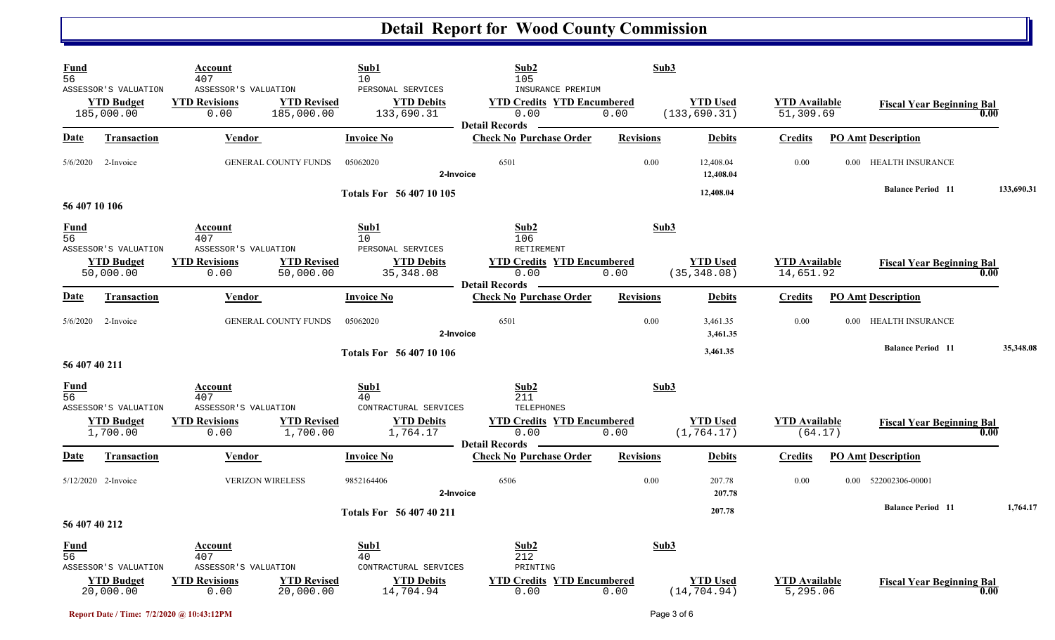# Detail Report for Wood County Commission

| Fund | Account | | Sub1 | Sub2 | | Sub3 | | |
|---|---|---|---|---|---|---|---|---|
| 56 | 407 | | 10 | 105 | | | | |
| ASSESSOR'S VALUATION | ASSESSOR'S VALUATION | | PERSONAL SERVICES | INSURANCE PREMIUM | | | | |
| **YTD Budget** | **YTD Revisions** | **YTD Revised** | **YTD Debits** | **YTD Credits** | **YTD Encumbered** | **YTD Used** | **YTD Available** | **Fiscal Year Beginning Bal** |
| 185,000.00 | 0.00 | 185,000.00 | 133,690.31 | 0.00 | 0.00 | (133,690.31) | 51,309.69 | 0.00 |

**Detail Records**

| Date | Transaction | Vendor | Invoice No | Check No | Purchase Order | Revisions | Debits | Credits | PO Amt | Description |
|---|---|---|---|---|---|---|---|---|---|---|
| 5/6/2020 | 2-Invoice | GENERAL COUNTY FUNDS | 05062020 | 6501 | | 0.00 | 12,408.04 | 0.00 | 0.00 | HEALTH INSURANCE |
| | | | | 2-Invoice | | | 12,408.04 | | | |
| | | | Totals For 56 407 10 105 | | | | 12,408.04 | | | Balance Period 11: 133,690.31 |

## 56 407 10 106

| Fund | Account | | Sub1 | Sub2 | | Sub3 | | |
|---|---|---|---|---|---|---|---|---|
| 56 | 407 | | 10 | 106 | | | | |
| ASSESSOR'S VALUATION | ASSESSOR'S VALUATION | | PERSONAL SERVICES | RETIREMENT | | | | |
| **YTD Budget** | **YTD Revisions** | **YTD Revised** | **YTD Debits** | **YTD Credits** | **YTD Encumbered** | **YTD Used** | **YTD Available** | **Fiscal Year Beginning Bal** |
| 50,000.00 | 0.00 | 50,000.00 | 35,348.08 | 0.00 | 0.00 | (35,348.08) | 14,651.92 | 0.00 |

**Detail Records**

| Date | Transaction | Vendor | Invoice No | Check No | Purchase Order | Revisions | Debits | Credits | PO Amt | Description |
|---|---|---|---|---|---|---|---|---|---|---|
| 5/6/2020 | 2-Invoice | GENERAL COUNTY FUNDS | 05062020 | 6501 | | 0.00 | 3,461.35 | 0.00 | 0.00 | HEALTH INSURANCE |
| | | | | 2-Invoice | | | 3,461.35 | | | |
| | | | Totals For 56 407 10 106 | | | | 3,461.35 | | | Balance Period 11: 35,348.08 |

## 56 407 40 211

| Fund | Account | | Sub1 | Sub2 | | Sub3 | | |
|---|---|---|---|---|---|---|---|---|
| 56 | 407 | | 40 | 211 | | | | |
| ASSESSOR'S VALUATION | ASSESSOR'S VALUATION | | CONTRACTURAL SERVICES | TELEPHONES | | | | |
| **YTD Budget** | **YTD Revisions** | **YTD Revised** | **YTD Debits** | **YTD Credits** | **YTD Encumbered** | **YTD Used** | **YTD Available** | **Fiscal Year Beginning Bal** |
| 1,700.00 | 0.00 | 1,700.00 | 1,764.17 | 0.00 | 0.00 | (1,764.17) | (64.17) | 0.00 |

**Detail Records**

| Date | Transaction | Vendor | Invoice No | Check No | Purchase Order | Revisions | Debits | Credits | PO Amt | Description |
|---|---|---|---|---|---|---|---|---|---|---|
| 5/12/2020 | 2-Invoice | VERIZON WIRELESS | 9852164406 | 6506 | | 0.00 | 207.78 | 0.00 | 0.00 | 522002306-00001 |
| | | | | 2-Invoice | | | 207.78 | | | |
| | | | Totals For 56 407 40 211 | | | | 207.78 | | | Balance Period 11: 1,764.17 |

## 56 407 40 212

| Fund | Account | | Sub1 | Sub2 | | Sub3 | | |
|---|---|---|---|---|---|---|---|---|
| 56 | 407 | | 40 | 212 | | | | |
| ASSESSOR'S VALUATION | ASSESSOR'S VALUATION | | CONTRACTURAL SERVICES | PRINTING | | | | |
| **YTD Budget** | **YTD Revisions** | **YTD Revised** | **YTD Debits** | **YTD Credits** | **YTD Encumbered** | **YTD Used** | **YTD Available** | **Fiscal Year Beginning Bal** |
| 20,000.00 | 0.00 | 20,000.00 | 14,704.94 | 0.00 | 0.00 | (14,704.94) | 5,295.06 | 0.00 |

Report Date / Time: 7/2/2020 @ 10:43:12PM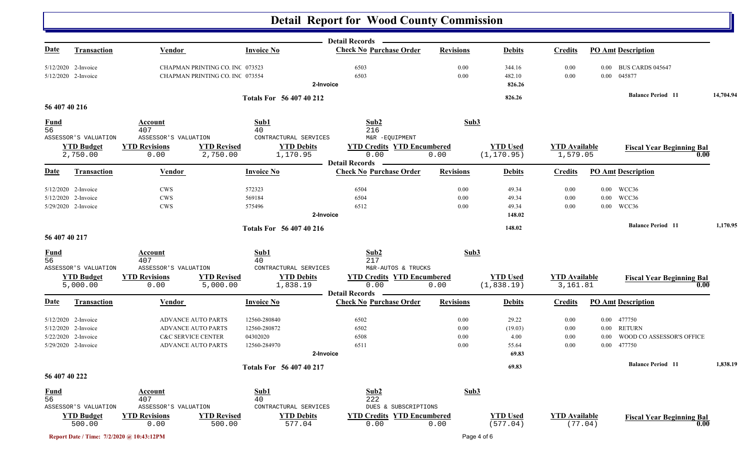# Detail Report for Wood County Commission

**Detail Records**

| Date | Transaction | Vendor | Invoice No | Check No | Purchase Order | Revisions | Debits | Credits | PO Amt | Description |
|---|---|---|---|---|---|---|---|---|---|---|
| 5/12/2020 | 2-Invoice | CHAPMAN PRINTING CO. INC | 073523 | 6503 | | 0.00 | 344.16 | 0.00 | 0.00 | BUS CARDS 045647 |
| 5/12/2020 | 2-Invoice | CHAPMAN PRINTING CO. INC | 073554 | 6503 | | 0.00 | 482.10 | 0.00 | 0.00 | 045877 |
| | | | | 2-Invoice | | | 826.26 | | | |

**Totals For 56 407 40 212** — 826.26 — Balance Period 11: 14,704.94

## 56 407 40 216

| Fund | Account | Sub1 | Sub2 | Sub3 |
|---|---|---|---|---|
| 56 | 407 | 40 | 216 | |
| ASSESSOR'S VALUATION | ASSESSOR'S VALUATION | CONTRACTUAL SERVICES | M&R -EQUIPMENT | |

| YTD Budget | YTD Revisions | YTD Revised | YTD Debits | YTD Credits | YTD Encumbered | YTD Used | YTD Available | Fiscal Year Beginning Bal |
|---|---|---|---|---|---|---|---|---|
| 2,750.00 | 0.00 | 2,750.00 | 1,170.95 | 0.00 | 0.00 | (1,170.95) | 1,579.05 | 0.00 |

**Detail Records**

| Date | Transaction | Vendor | Invoice No | Check No | Purchase Order | Revisions | Debits | Credits | PO Amt | Description |
|---|---|---|---|---|---|---|---|---|---|---|
| 5/12/2020 | 2-Invoice | CWS | 572323 | 6504 | | 0.00 | 49.34 | 0.00 | 0.00 | WCC36 |
| 5/12/2020 | 2-Invoice | CWS | 569184 | 6504 | | 0.00 | 49.34 | 0.00 | 0.00 | WCC36 |
| 5/29/2020 | 2-Invoice | CWS | 575496 | 6512 | | 0.00 | 49.34 | 0.00 | 0.00 | WCC36 |
| | | | | 2-Invoice | | | 148.02 | | | |

**Totals For 56 407 40 216** — 148.02 — Balance Period 11: 1,170.95

## 56 407 40 217

| Fund | Account | Sub1 | Sub2 | Sub3 |
|---|---|---|---|---|
| 56 | 407 | 40 | 217 | |
| ASSESSOR'S VALUATION | ASSESSOR'S VALUATION | CONTRACTUAL SERVICES | M&R-AUTOS & TRUCKS | |

| YTD Budget | YTD Revisions | YTD Revised | YTD Debits | YTD Credits | YTD Encumbered | YTD Used | YTD Available | Fiscal Year Beginning Bal |
|---|---|---|---|---|---|---|---|---|
| 5,000.00 | 0.00 | 5,000.00 | 1,838.19 | 0.00 | 0.00 | (1,838.19) | 3,161.81 | 0.00 |

**Detail Records**

| Date | Transaction | Vendor | Invoice No | Check No | Purchase Order | Revisions | Debits | Credits | PO Amt | Description |
|---|---|---|---|---|---|---|---|---|---|---|
| 5/12/2020 | 2-Invoice | ADVANCE AUTO PARTS | 12560-280840 | 6502 | | 0.00 | 29.22 | 0.00 | 0.00 | 477750 |
| 5/12/2020 | 2-Invoice | ADVANCE AUTO PARTS | 12560-280872 | 6502 | | 0.00 | (19.03) | 0.00 | 0.00 | RETURN |
| 5/22/2020 | 2-Invoice | C&C SERVICE CENTER | 04302020 | 6508 | | 0.00 | 4.00 | 0.00 | 0.00 | WOOD CO ASSESSOR'S OFFICE |
| 5/29/2020 | 2-Invoice | ADVANCE AUTO PARTS | 12560-284970 | 6511 | | 0.00 | 55.64 | 0.00 | 0.00 | 477750 |
| | | | | 2-Invoice | | | 69.83 | | | |

**Totals For 56 407 40 217** — 69.83 — Balance Period 11: 1,838.19

## 56 407 40 222

| Fund | Account | Sub1 | Sub2 | Sub3 |
|---|---|---|---|---|
| 56 | 407 | 40 | 222 | |
| ASSESSOR'S VALUATION | ASSESSOR'S VALUATION | CONTRACTUAL SERVICES | DUES & SUBSCRIPTIONS | |

| YTD Budget | YTD Revisions | YTD Revised | YTD Debits | YTD Credits | YTD Encumbered | YTD Used | YTD Available | Fiscal Year Beginning Bal |
|---|---|---|---|---|---|---|---|---|
| 500.00 | 0.00 | 500.00 | 577.04 | 0.00 | 0.00 | (577.04) | (77.04) | 0.00 |

Report Date / Time: 7/2/2020 @ 10:43:12PM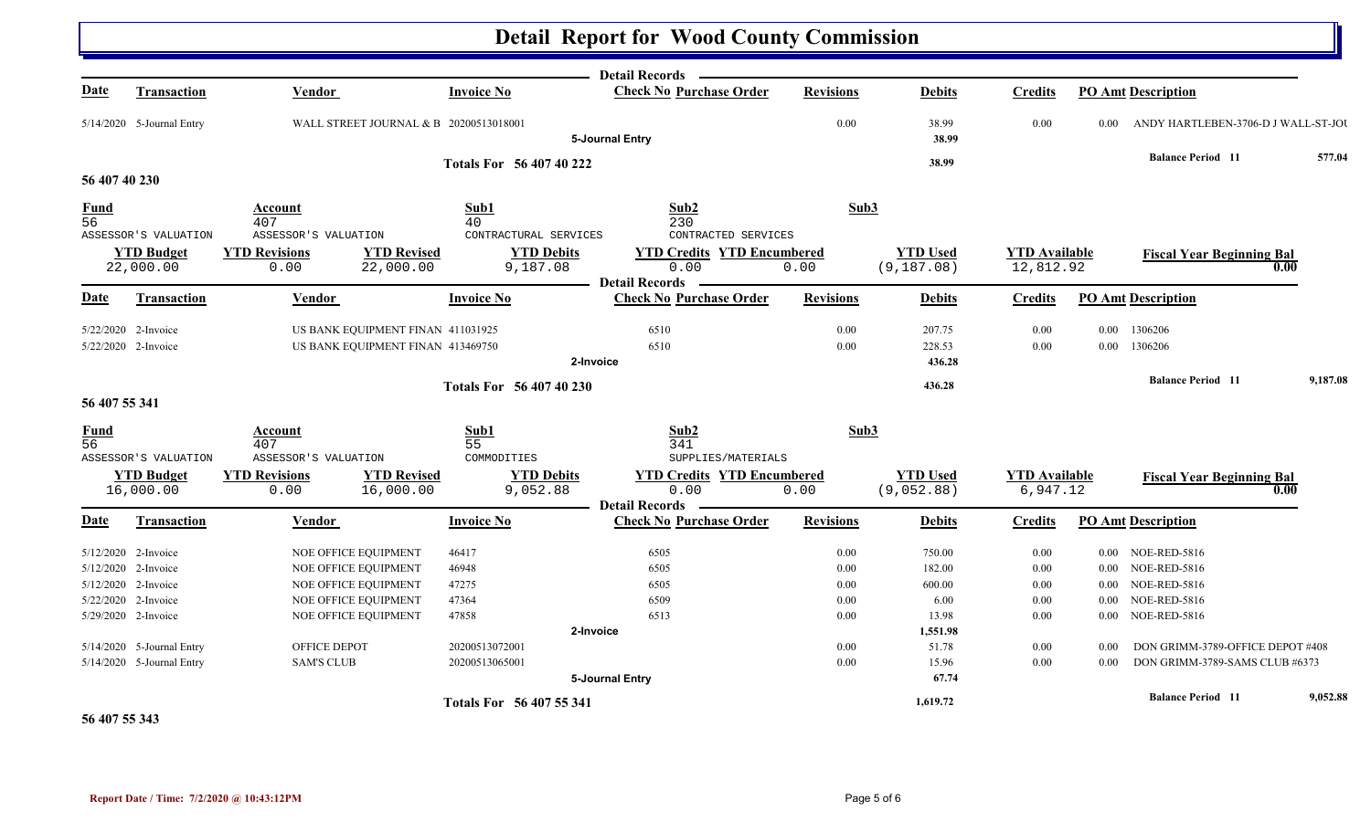# Detail Report for Wood County Commission

| Date | Transaction | Vendor | Invoice No | Check No | Purchase Order | Revisions | Debits | Credits | PO Amt | Description |
|---|---|---|---|---|---|---|---|---|---|---|
| 5/14/2020 | 5-Journal Entry | WALL STREET JOURNAL & B | 20200513018001 | | | 0.00 | 38.99 | 0.00 | 0.00 | ANDY HARTLEBEN-3706-D J WALL-ST-JOU |
| | | | | 5-Journal Entry | | | 38.99 | | | |
| | | | Totals For 56 407 40 222 | | | | 38.99 | | | Balance Period 11 — 577.04 |

## 56 407 40 230

| Fund | Account | Sub1 | Sub2 | Sub3 |
|---|---|---|---|---|
| 56 | 407 | 40 | 230 | |
| ASSESSOR'S VALUATION | ASSESSOR'S VALUATION | CONTRACTUAL SERVICES | CONTRACTED SERVICES | |

| YTD Budget | YTD Revisions | YTD Revised | YTD Debits | YTD Credits | YTD Encumbered | YTD Used | YTD Available | Fiscal Year Beginning Bal |
|---|---|---|---|---|---|---|---|---|
| 22,000.00 | 0.00 | 22,000.00 | 9,187.08 | 0.00 | 0.00 | (9,187.08) | 12,812.92 | 0.00 |

| Date | Transaction | Vendor | Invoice No | Check No | Purchase Order | Revisions | Debits | Credits | PO Amt | Description |
|---|---|---|---|---|---|---|---|---|---|---|
| 5/22/2020 | 2-Invoice | US BANK EQUIPMENT FINAN | 411031925 | 6510 | | 0.00 | 207.75 | 0.00 | 0.00 | 1306206 |
| 5/22/2020 | 2-Invoice | US BANK EQUIPMENT FINAN | 413469750 | 6510 | | 0.00 | 228.53 | 0.00 | 0.00 | 1306206 |
| | | | | 2-Invoice | | | 436.28 | | | |
| | | | Totals For 56 407 40 230 | | | | 436.28 | | | Balance Period 11 — 9,187.08 |

## 56 407 55 341

| Fund | Account | Sub1 | Sub2 | Sub3 |
|---|---|---|---|---|
| 56 | 407 | 55 | 341 | |
| ASSESSOR'S VALUATION | ASSESSOR'S VALUATION | COMMODITIES | SUPPLIES/MATERIALS | |

| YTD Budget | YTD Revisions | YTD Revised | YTD Debits | YTD Credits | YTD Encumbered | YTD Used | YTD Available | Fiscal Year Beginning Bal |
|---|---|---|---|---|---|---|---|---|
| 16,000.00 | 0.00 | 16,000.00 | 9,052.88 | 0.00 | 0.00 | (9,052.88) | 6,947.12 | 0.00 |

| Date | Transaction | Vendor | Invoice No | Check No | Purchase Order | Revisions | Debits | Credits | PO Amt | Description |
|---|---|---|---|---|---|---|---|---|---|---|
| 5/12/2020 | 2-Invoice | NOE OFFICE EQUIPMENT | 46417 | 6505 | | 0.00 | 750.00 | 0.00 | 0.00 | NOE-RED-5816 |
| 5/12/2020 | 2-Invoice | NOE OFFICE EQUIPMENT | 46948 | 6505 | | 0.00 | 182.00 | 0.00 | 0.00 | NOE-RED-5816 |
| 5/12/2020 | 2-Invoice | NOE OFFICE EQUIPMENT | 47275 | 6505 | | 0.00 | 600.00 | 0.00 | 0.00 | NOE-RED-5816 |
| 5/22/2020 | 2-Invoice | NOE OFFICE EQUIPMENT | 47364 | 6509 | | 0.00 | 6.00 | 0.00 | 0.00 | NOE-RED-5816 |
| 5/29/2020 | 2-Invoice | NOE OFFICE EQUIPMENT | 47858 | 6513 | | 0.00 | 13.98 | 0.00 | 0.00 | NOE-RED-5816 |
| | | | | 2-Invoice | | | 1,551.98 | | | |
| 5/14/2020 | 5-Journal Entry | OFFICE DEPOT | 20200513072001 | | | 0.00 | 51.78 | 0.00 | 0.00 | DON GRIMM-3789-OFFICE DEPOT #408 |
| 5/14/2020 | 5-Journal Entry | SAM'S CLUB | 20200513065001 | | | 0.00 | 15.96 | 0.00 | 0.00 | DON GRIMM-3789-SAMS CLUB #6373 |
| | | | | 5-Journal Entry | | | 67.74 | | | |
| | | | Totals For 56 407 55 341 | | | | 1,619.72 | | | Balance Period 11 — 9,052.88 |

## 56 407 55 343

Report Date / Time: 7/2/2020 @ 10:43:12PM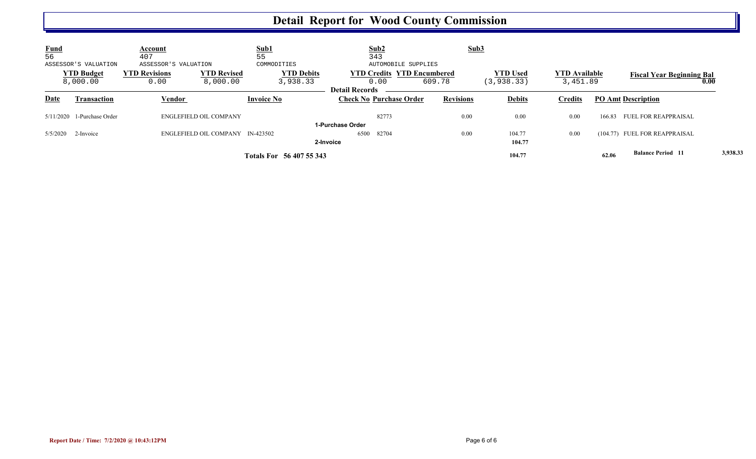# Detail Report for Wood County Commission

| Fund | Account | Sub1 | Sub2 | Sub3 |
|---|---|---|---|---|
| 56 | 407 | 55 | 343 | |
| ASSESSOR'S VALUATION | ASSESSOR'S VALUATION | COMMODITIES | AUTOMOBILE SUPPLIES | |

| YTD Budget | YTD Revisions | YTD Revised | YTD Debits | YTD Credits | YTD Encumbered | YTD Used | YTD Available | Fiscal Year Beginning Bal |
|---|---|---|---|---|---|---|---|---|
| 8,000.00 | 0.00 | 8,000.00 | 3,938.33 | 0.00 | 609.78 | (3,938.33) | 3,451.89 | 0.00 |

**Detail Records**

| Date | Transaction | Vendor | Invoice No | Check No | Purchase Order | Revisions | Debits | Credits | PO Amt | Description |
|---|---|---|---|---|---|---|---|---|---|---|
| 5/11/2020 | 1-Purchase Order | ENGLEFIELD OIL COMPANY | | | 82773 | 0.00 | 0.00 | 0.00 | 166.83 | FUEL FOR REAPPRAISAL |
| | | | | **1-Purchase Order** | | | | | | |
| 5/5/2020 | 2-Invoice | ENGLEFIELD OIL COMPANY | IN-423502 | 6500 | 82704 | 0.00 | 104.77 | 0.00 | (104.77) | FUEL FOR REAPPRAISAL |
| | | | | **2-Invoice** | | | **104.77** | | | |
| | | | **Totals For 56 407 55 343** | | | | **104.77** | | **62.06** | **Balance Period 11** **3,938.33** |

**Report Date / Time: 7/2/2020 @ 10:43:12PM**